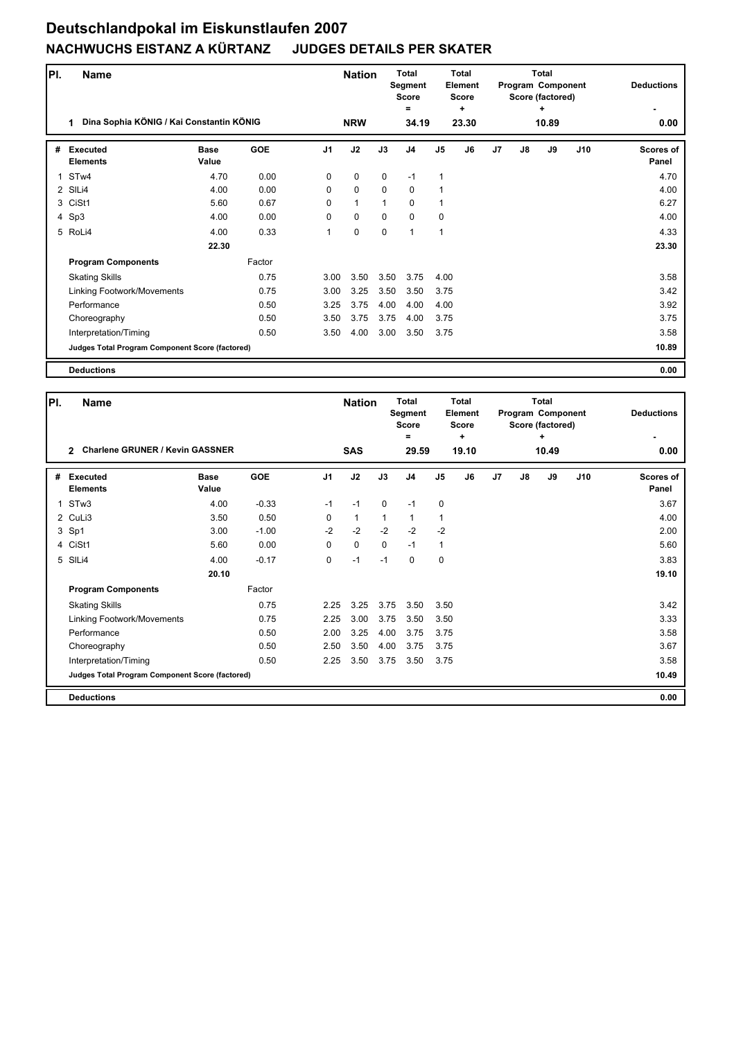# Deutschlandpokal im Eiskunstlaufen 2007

## NACHWUCHS EISTANZ A KÜRTANZ JUDGES DETAILS PER SKATER

| Pl. | Name | Nation | Total Segment Score = | Total Element Score + | Total Program Component Score (factored) + | Deductions - |
|---|---|---|---|---|---|---|
| 1 | Dina Sophia KÖNIG / Kai Constantin KÖNIG | NRW | 34.19 | 23.30 | 10.89 | 0.00 |

| # | Executed Elements | Base Value | GOE | J1 | J2 | J3 | J4 | J5 | J6 | J7 | J8 | J9 | J10 | Scores of Panel |
|---|---|---|---|---|---|---|---|---|---|---|---|---|---|---|
| 1 | STw4 | 4.70 | 0.00 | 0 | 0 | 0 | -1 | 1 | | | | | | 4.70 |
| 2 | SlLi4 | 4.00 | 0.00 | 0 | 0 | 0 | 0 | 1 | | | | | | 4.00 |
| 3 | CiSt1 | 5.60 | 0.67 | 0 | 1 | 1 | 0 | 1 | | | | | | 6.27 |
| 4 | Sp3 | 4.00 | 0.00 | 0 | 0 | 0 | 0 | 0 | | | | | | 4.00 |
| 5 | RoLi4 | 4.00 | 0.33 | 1 | 0 | 0 | 1 | 1 | | | | | | 4.33 |
| | | 22.30 | | | | | | | | | | | | 23.30 |
| | **Program Components** | | Factor | | | | | | | | | | | |
| | Skating Skills | | 0.75 | 3.00 | 3.50 | 3.50 | 3.75 | 4.00 | | | | | | 3.58 |
| | Linking Footwork/Movements | | 0.75 | 3.00 | 3.25 | 3.50 | 3.50 | 3.75 | | | | | | 3.42 |
| | Performance | | 0.50 | 3.25 | 3.75 | 4.00 | 4.00 | 4.00 | | | | | | 3.92 |
| | Choreography | | 0.50 | 3.50 | 3.75 | 3.75 | 4.00 | 3.75 | | | | | | 3.75 |
| | Interpretation/Timing | | 0.50 | 3.50 | 4.00 | 3.00 | 3.50 | 3.75 | | | | | | 3.58 |
| | **Judges Total Program Component Score (factored)** | | | | | | | | | | | | | 10.89 |
| | **Deductions** | | | | | | | | | | | | | 0.00 |

| Pl. | Name | Nation | Total Segment Score = | Total Element Score + | Total Program Component Score (factored) + | Deductions - |
|---|---|---|---|---|---|---|
| 2 | Charlene GRUNER / Kevin GASSNER | SAS | 29.59 | 19.10 | 10.49 | 0.00 |

| # | Executed Elements | Base Value | GOE | J1 | J2 | J3 | J4 | J5 | J6 | J7 | J8 | J9 | J10 | Scores of Panel |
|---|---|---|---|---|---|---|---|---|---|---|---|---|---|---|
| 1 | STw3 | 4.00 | -0.33 | -1 | -1 | 0 | -1 | 0 | | | | | | 3.67 |
| 2 | CuLi3 | 3.50 | 0.50 | 0 | 1 | 1 | 1 | 1 | | | | | | 4.00 |
| 3 | Sp1 | 3.00 | -1.00 | -2 | -2 | -2 | -2 | -2 | | | | | | 2.00 |
| 4 | CiSt1 | 5.60 | 0.00 | 0 | 0 | 0 | -1 | 1 | | | | | | 5.60 |
| 5 | SlLi4 | 4.00 | -0.17 | 0 | -1 | -1 | 0 | 0 | | | | | | 3.83 |
| | | 20.10 | | | | | | | | | | | | 19.10 |
| | **Program Components** | | Factor | | | | | | | | | | | |
| | Skating Skills | | 0.75 | 2.25 | 3.25 | 3.75 | 3.50 | 3.50 | | | | | | 3.42 |
| | Linking Footwork/Movements | | 0.75 | 2.25 | 3.00 | 3.75 | 3.50 | 3.50 | | | | | | 3.33 |
| | Performance | | 0.50 | 2.00 | 3.25 | 4.00 | 3.75 | 3.75 | | | | | | 3.58 |
| | Choreography | | 0.50 | 2.50 | 3.50 | 4.00 | 3.75 | 3.75 | | | | | | 3.67 |
| | Interpretation/Timing | | 0.50 | 2.25 | 3.50 | 3.75 | 3.50 | 3.75 | | | | | | 3.58 |
| | **Judges Total Program Component Score (factored)** | | | | | | | | | | | | | 10.49 |
| | **Deductions** | | | | | | | | | | | | | 0.00 |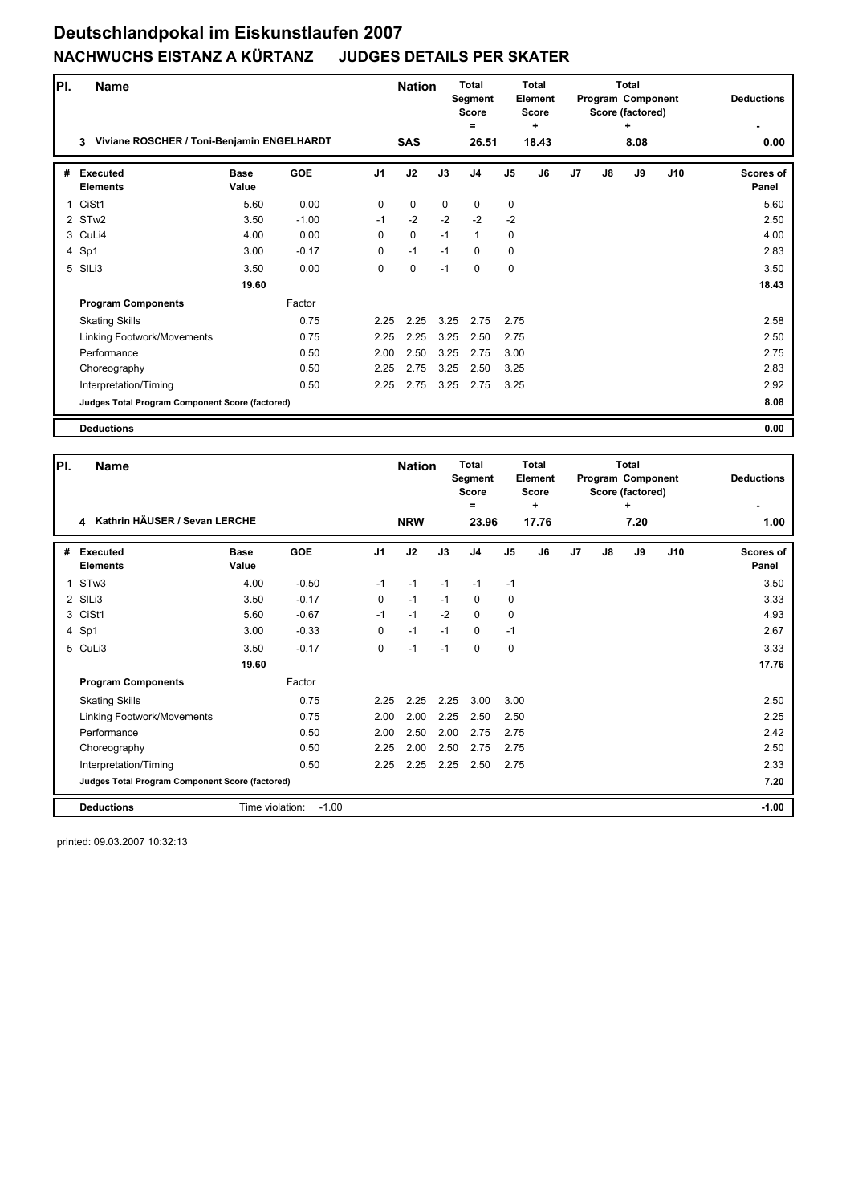# Deutschlandpokal im Eiskunstlaufen 2007

## NACHWUCHS EISTANZ A KÜRTANZ    JUDGES DETAILS PER SKATER

| Pl. | Name | Nation | Total Segment Score = | Total Element Score + | Total Program Component Score (factored) + | Deductions - |
|---|---|---|---|---|---|---|
| 3 | Viviane ROSCHER / Toni-Benjamin ENGELHARDT | SAS | 26.51 | 18.43 | 8.08 | 0.00 |

| # | Executed Elements | Base Value | GOE | J1 | J2 | J3 | J4 | J5 | J6 | J7 | J8 | J9 | J10 | Scores of Panel |
|---|---|---|---|---|---|---|---|---|---|---|---|---|---|---|
| 1 | CiSt1 | 5.60 | 0.00 | 0 | 0 | 0 | 0 | 0 | | | | | | 5.60 |
| 2 | STw2 | 3.50 | -1.00 | -1 | -2 | -2 | -2 | -2 | | | | | | 2.50 |
| 3 | CuLi4 | 4.00 | 0.00 | 0 | 0 | -1 | 1 | 0 | | | | | | 4.00 |
| 4 | Sp1 | 3.00 | -0.17 | 0 | -1 | -1 | 0 | 0 | | | | | | 2.83 |
| 5 | SlLi3 | 3.50 | 0.00 | 0 | 0 | -1 | 0 | 0 | | | | | | 3.50 |
| | | 19.60 | | | | | | | | | | | | 18.43 |
| | **Program Components** | | Factor | | | | | | | | | | | |
| | Skating Skills | | 0.75 | 2.25 | 2.25 | 3.25 | 2.75 | 2.75 | | | | | | 2.58 |
| | Linking Footwork/Movements | | 0.75 | 2.25 | 2.25 | 3.25 | 2.50 | 2.75 | | | | | | 2.50 |
| | Performance | | 0.50 | 2.00 | 2.50 | 3.25 | 2.75 | 3.00 | | | | | | 2.75 |
| | Choreography | | 0.50 | 2.25 | 2.75 | 3.25 | 2.50 | 3.25 | | | | | | 2.83 |
| | Interpretation/Timing | | 0.50 | 2.25 | 2.75 | 3.25 | 2.75 | 3.25 | | | | | | 2.92 |
| | **Judges Total Program Component Score (factored)** | | | | | | | | | | | | | 8.08 |
| | **Deductions** | | | | | | | | | | | | | 0.00 |

| Pl. | Name | Nation | Total Segment Score = | Total Element Score + | Total Program Component Score (factored) + | Deductions - |
|---|---|---|---|---|---|---|
| 4 | Kathrin HÄUSER / Sevan LERCHE | NRW | 23.96 | 17.76 | 7.20 | 1.00 |

| # | Executed Elements | Base Value | GOE | J1 | J2 | J3 | J4 | J5 | J6 | J7 | J8 | J9 | J10 | Scores of Panel |
|---|---|---|---|---|---|---|---|---|---|---|---|---|---|---|
| 1 | STw3 | 4.00 | -0.50 | -1 | -1 | -1 | -1 | -1 | | | | | | 3.50 |
| 2 | SlLi3 | 3.50 | -0.17 | 0 | -1 | -1 | 0 | 0 | | | | | | 3.33 |
| 3 | CiSt1 | 5.60 | -0.67 | -1 | -1 | -2 | 0 | 0 | | | | | | 4.93 |
| 4 | Sp1 | 3.00 | -0.33 | 0 | -1 | -1 | 0 | -1 | | | | | | 2.67 |
| 5 | CuLi3 | 3.50 | -0.17 | 0 | -1 | -1 | 0 | 0 | | | | | | 3.33 |
| | | 19.60 | | | | | | | | | | | | 17.76 |
| | **Program Components** | | Factor | | | | | | | | | | | |
| | Skating Skills | | 0.75 | 2.25 | 2.25 | 2.25 | 3.00 | 3.00 | | | | | | 2.50 |
| | Linking Footwork/Movements | | 0.75 | 2.00 | 2.00 | 2.25 | 2.50 | 2.50 | | | | | | 2.25 |
| | Performance | | 0.50 | 2.00 | 2.50 | 2.00 | 2.75 | 2.75 | | | | | | 2.42 |
| | Choreography | | 0.50 | 2.25 | 2.00 | 2.50 | 2.75 | 2.75 | | | | | | 2.50 |
| | Interpretation/Timing | | 0.50 | 2.25 | 2.25 | 2.25 | 2.50 | 2.75 | | | | | | 2.33 |
| | **Judges Total Program Component Score (factored)** | | | | | | | | | | | | | 7.20 |
| | **Deductions** | Time violation: | -1.00 | | | | | | | | | | | -1.00 |

printed: 09.03.2007 10:32:13